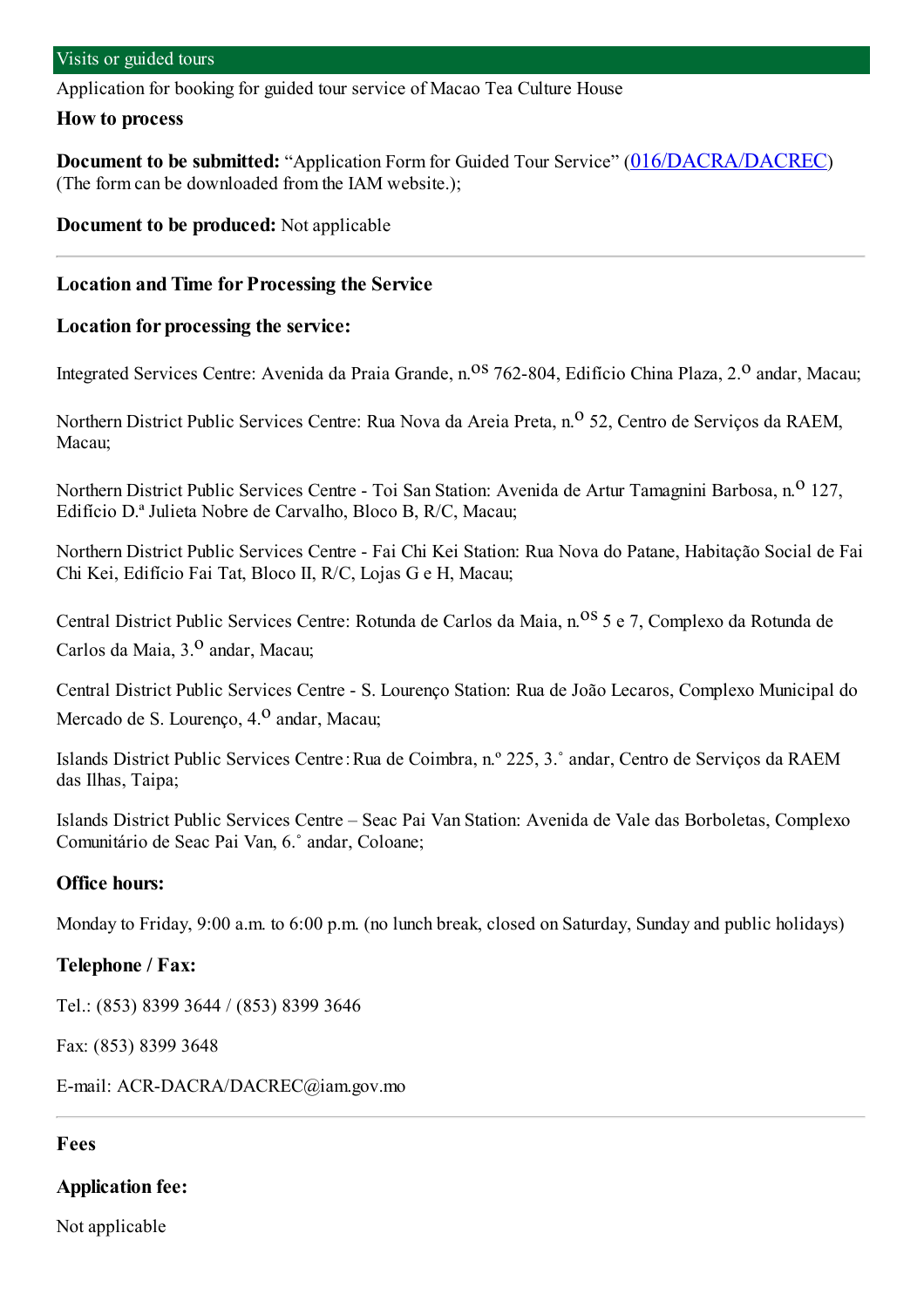## Visits or guided tours

Application for booking for guided tour service of Macao Tea Culture House

### How to process

**Document to be submitted:** "Application Form for Guided Tour Service" (016/DACRA/DACREC) (The form can be downloaded from the IAM website.);

**Document to be produced:** Not applicable

---

### Location and Time for Processing the Service

**Location for processing the service:**

Integrated Services Centre: Avenida da Praia Grande, n.$^{os}$ 762-804, Edifício China Plaza, 2.$^{o}$ andar, Macau;

Northern District Public Services Centre: Rua Nova da Areia Preta, n.$^{o}$ 52, Centro de Serviços da RAEM, Macau;

Northern District Public Services Centre - Toi San Station: Avenida de Artur Tamagnini Barbosa, n.$^{o}$ 127, Edifício D.ª Julieta Nobre de Carvalho, Bloco B, R/C, Macau;

Northern District Public Services Centre - Fai Chi Kei Station: Rua Nova do Patane, Habitação Social de Fai Chi Kei, Edifício Fai Tat, Bloco II, R/C, Lojas G e H, Macau;

Central District Public Services Centre: Rotunda de Carlos da Maia, n.$^{os}$ 5 e 7, Complexo da Rotunda de Carlos da Maia, 3.$^{o}$ andar, Macau;

Central District Public Services Centre - S. Lourenço Station: Rua de João Lecaros, Complexo Municipal do Mercado de S. Lourenço, 4.$^{o}$ andar, Macau;

Islands District Public Services Centre: Rua de Coimbra, n.º 225, 3.˚ andar, Centro de Serviços da RAEM das Ilhas, Taipa;

Islands District Public Services Centre – Seac Pai Van Station: Avenida de Vale das Borboletas, Complexo Comunitário de Seac Pai Van, 6.˚ andar, Coloane;

**Office hours:**

Monday to Friday, 9:00 a.m. to 6:00 p.m. (no lunch break, closed on Saturday, Sunday and public holidays)

**Telephone / Fax:**

Tel.: (853) 8399 3644 / (853) 8399 3646

Fax: (853) 8399 3648

E-mail: ACR-DACRA/DACREC@iam.gov.mo

---

### Fees

**Application fee:**

Not applicable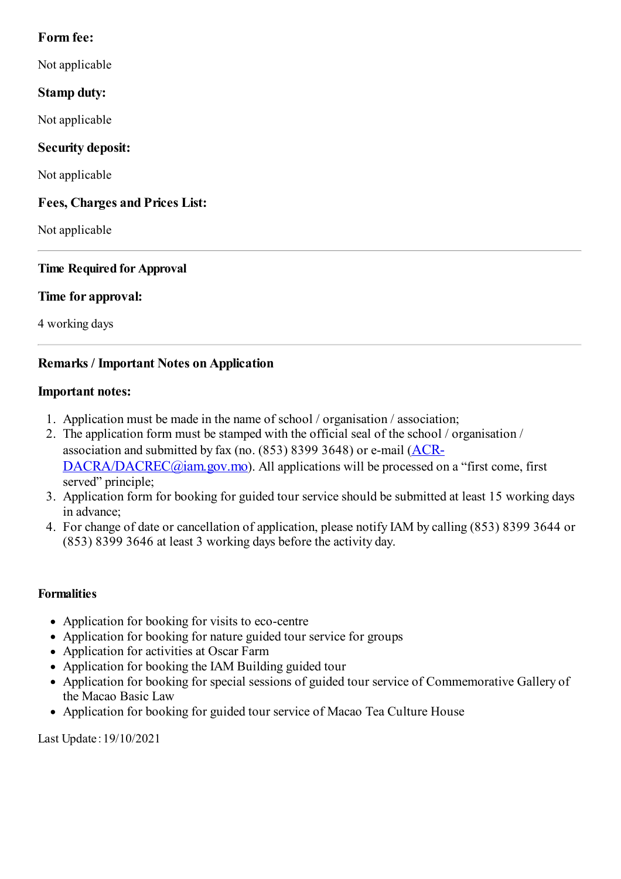**Form fee:**

Not applicable

**Stamp duty:**

Not applicable

**Security deposit:**

Not applicable

**Fees, Charges and Prices List:**

Not applicable

---

### Time Required for Approval

**Time for approval:**

4 working days

---

### Remarks / Important Notes on Application

**Important notes:**

1. Application must be made in the name of school / organisation / association;
2. The application form must be stamped with the official seal of the school / organisation / association and submitted by fax (no. (853) 8399 3648) or e-mail (ACR-DACRA/DACREC@iam.gov.mo). All applications will be processed on a "first come, first served" principle;
3. Application form for booking for guided tour service should be submitted at least 15 working days in advance;
4. For change of date or cancellation of application, please notify IAM by calling (853) 8399 3644 or (853) 8399 3646 at least 3 working days before the activity day.

### Formalities

- Application for booking for visits to eco-centre
- Application for booking for nature guided tour service for groups
- Application for activities at Oscar Farm
- Application for booking the IAM Building guided tour
- Application for booking for special sessions of guided tour service of Commemorative Gallery of the Macao Basic Law
- Application for booking for guided tour service of Macao Tea Culture House

Last Update : 19/10/2021